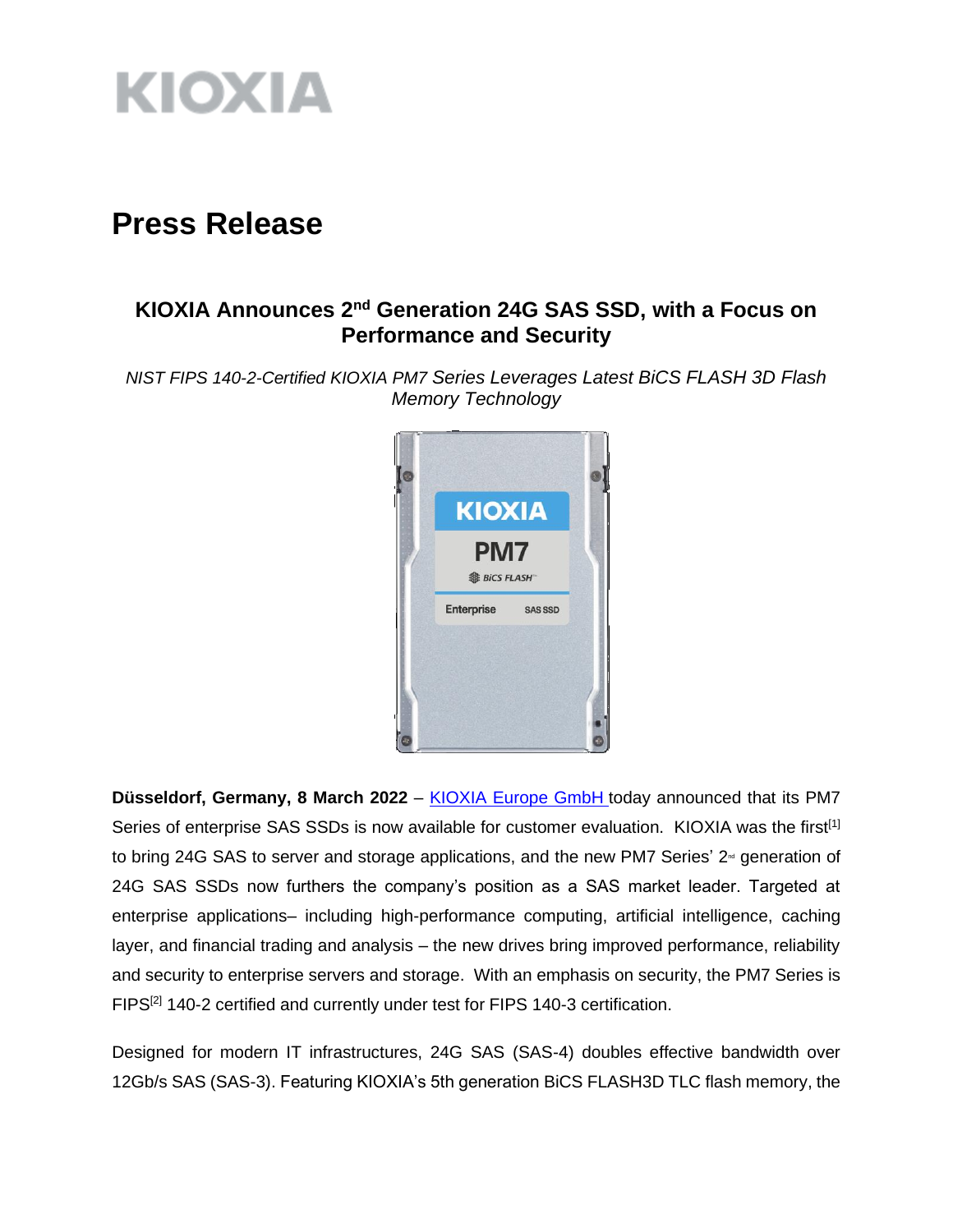# Press Release

## KIOXIA Announces 2nd Generation 24G SAS SSD, with a Focus on Performance and Security

*NIST FIPS 140-2-Certified KIOXIA PM7 Series Leverages Latest BiCS FLASH 3D Flash Memory Technology*

**Düsseldorf, Germany, 8 March 2022** – [KIOXIA Europe GmbH](#) today announced that its PM7 Series of enterprise SAS SSDs is now available for customer evaluation. KIOXIA was the first[1] to bring 24G SAS to server and storage applications, and the new PM7 Series' 2nd generation of 24G SAS SSDs now furthers the company's position as a SAS market leader. Targeted at enterprise applications– including high-performance computing, artificial intelligence, caching layer, and financial trading and analysis – the new drives bring improved performance, reliability and security to enterprise servers and storage. With an emphasis on security, the PM7 Series is FIPS[2] 140-2 certified and currently under test for FIPS 140-3 certification.

Designed for modern IT infrastructures, 24G SAS (SAS-4) doubles effective bandwidth over 12Gb/s SAS (SAS-3). Featuring KIOXIA's 5th generation BiCS FLASH3D TLC flash memory, the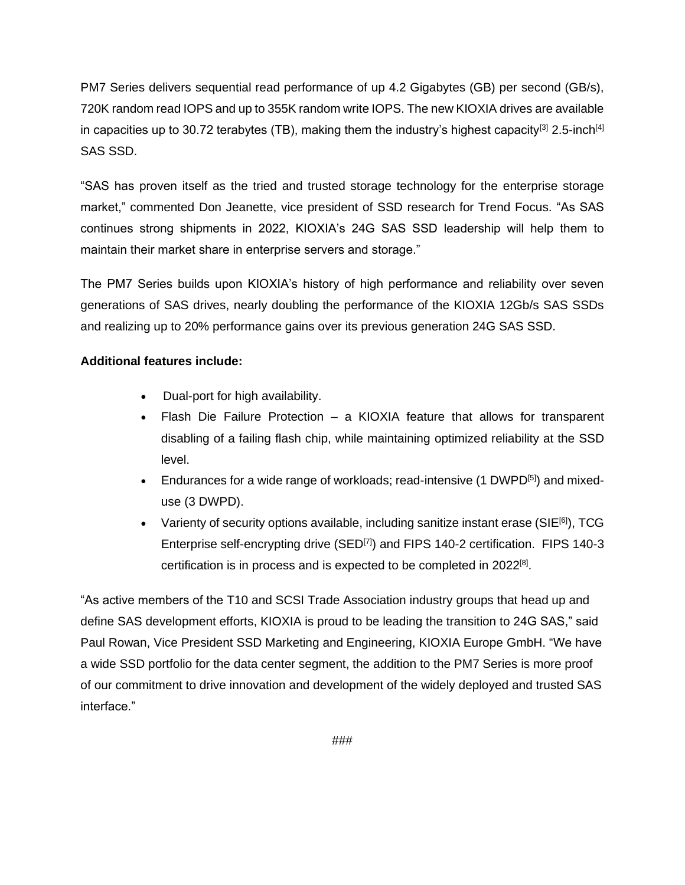PM7 Series delivers sequential read performance of up 4.2 Gigabytes (GB) per second (GB/s), 720K random read IOPS and up to 355K random write IOPS. The new KIOXIA drives are available in capacities up to 30.72 terabytes (TB), making them the industry's highest capacity[3] 2.5-inch[4] SAS SSD.

"SAS has proven itself as the tried and trusted storage technology for the enterprise storage market," commented Don Jeanette, vice president of SSD research for Trend Focus. "As SAS continues strong shipments in 2022, KIOXIA's 24G SAS SSD leadership will help them to maintain their market share in enterprise servers and storage."

The PM7 Series builds upon KIOXIA's history of high performance and reliability over seven generations of SAS drives, nearly doubling the performance of the KIOXIA 12Gb/s SAS SSDs and realizing up to 20% performance gains over its previous generation 24G SAS SSD.

**Additional features include:**

- Dual-port for high availability.
- Flash Die Failure Protection – a KIOXIA feature that allows for transparent disabling of a failing flash chip, while maintaining optimized reliability at the SSD level.
- Endurances for a wide range of workloads; read-intensive (1 DWPD[5]) and mixed-use (3 DWPD).
- Varienty of security options available, including sanitize instant erase (SIE[6]), TCG Enterprise self-encrypting drive (SED[7]) and FIPS 140-2 certification. FIPS 140-3 certification is in process and is expected to be completed in 2022[8].

"As active members of the T10 and SCSI Trade Association industry groups that head up and define SAS development efforts, KIOXIA is proud to be leading the transition to 24G SAS," said Paul Rowan, Vice President SSD Marketing and Engineering, KIOXIA Europe GmbH. "We have a wide SSD portfolio for the data center segment, the addition to the PM7 Series is more proof of our commitment to drive innovation and development of the widely deployed and trusted SAS interface."

###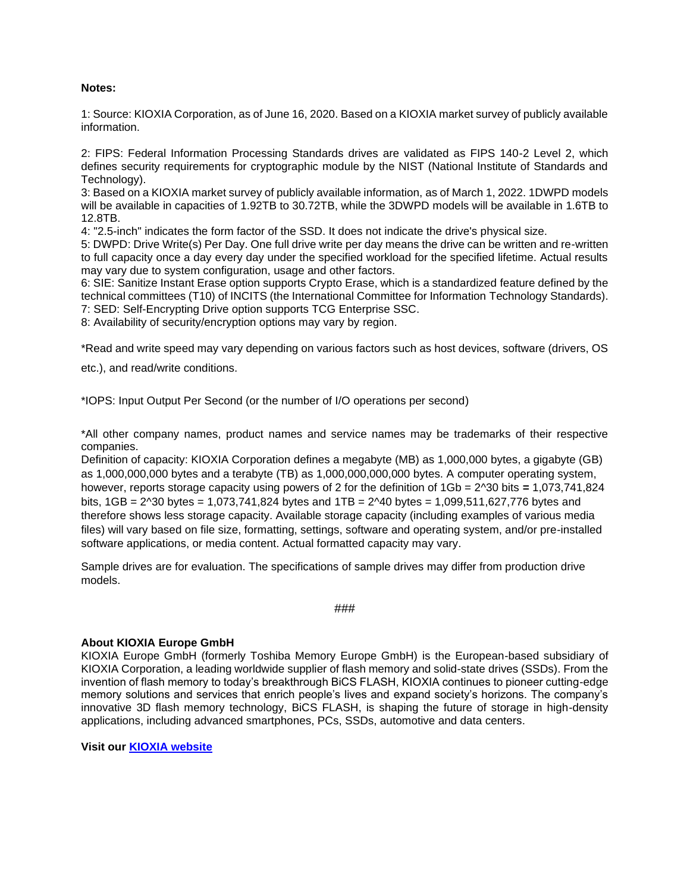**Notes:**

1: Source: KIOXIA Corporation, as of June 16, 2020. Based on a KIOXIA market survey of publicly available information.

2: FIPS: Federal Information Processing Standards drives are validated as FIPS 140-2 Level 2, which defines security requirements for cryptographic module by the NIST (National Institute of Standards and Technology).

3: Based on a KIOXIA market survey of publicly available information, as of March 1, 2022. 1DWPD models will be available in capacities of 1.92TB to 30.72TB, while the 3DWPD models will be available in 1.6TB to 12.8TB.

4: "2.5-inch" indicates the form factor of the SSD. It does not indicate the drive's physical size.

5: DWPD: Drive Write(s) Per Day. One full drive write per day means the drive can be written and re-written to full capacity once a day every day under the specified workload for the specified lifetime. Actual results may vary due to system configuration, usage and other factors.

6: SIE: Sanitize Instant Erase option supports Crypto Erase, which is a standardized feature defined by the technical committees (T10) of INCITS (the International Committee for Information Technology Standards).

7: SED: Self-Encrypting Drive option supports TCG Enterprise SSC.

8: Availability of security/encryption options may vary by region.

*Read and write speed may vary depending on various factors such as host devices, software (drivers, OS etc.), and read/write conditions.

*IOPS: Input Output Per Second (or the number of I/O operations per second)

*All other company names, product names and service names may be trademarks of their respective companies.

Definition of capacity: KIOXIA Corporation defines a megabyte (MB) as 1,000,000 bytes, a gigabyte (GB) as 1,000,000,000 bytes and a terabyte (TB) as 1,000,000,000,000 bytes. A computer operating system, however, reports storage capacity using powers of 2 for the definition of 1Gb = 2^30 bits = 1,073,741,824 bits, 1GB = 2^30 bytes = 1,073,741,824 bytes and 1TB = 2^40 bytes = 1,099,511,627,776 bytes and therefore shows less storage capacity. Available storage capacity (including examples of various media files) will vary based on file size, formatting, settings, software and operating system, and/or pre-installed software applications, or media content. Actual formatted capacity may vary.

Sample drives are for evaluation. The specifications of sample drives may differ from production drive models.

###

**About KIOXIA Europe GmbH**

KIOXIA Europe GmbH (formerly Toshiba Memory Europe GmbH) is the European-based subsidiary of KIOXIA Corporation, a leading worldwide supplier of flash memory and solid-state drives (SSDs). From the invention of flash memory to today's breakthrough BiCS FLASH, KIOXIA continues to pioneer cutting-edge memory solutions and services that enrich people's lives and expand society's horizons. The company's innovative 3D flash memory technology, BiCS FLASH, is shaping the future of storage in high-density applications, including advanced smartphones, PCs, SSDs, automotive and data centers.

**Visit our KIOXIA website**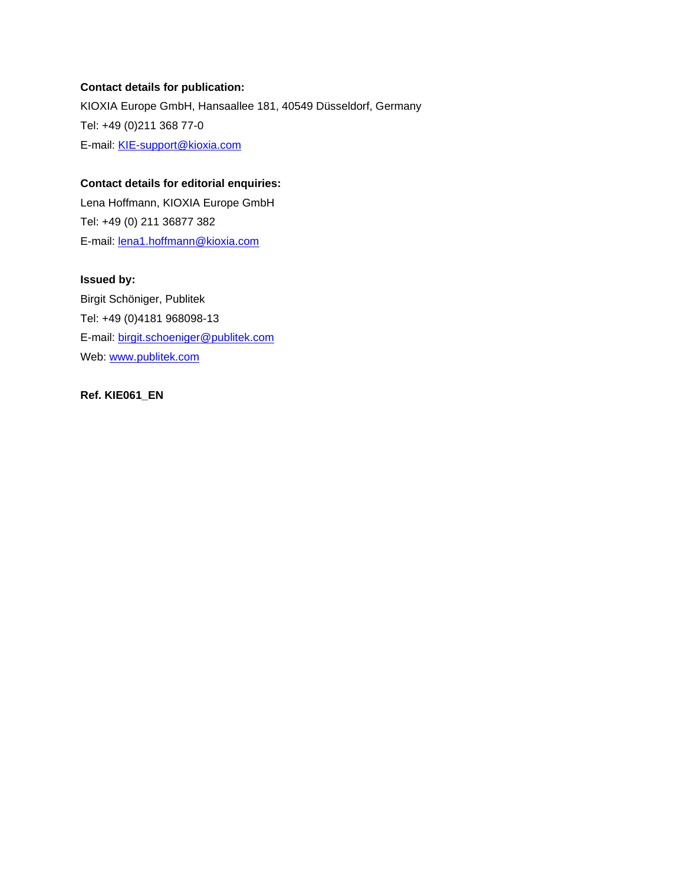**Contact details for publication:**

KIOXIA Europe GmbH, Hansaallee 181, 40549 Düsseldorf, Germany

Tel: +49 (0)211 368 77-0

E-mail: KIE-support@kioxia.com

**Contact details for editorial enquiries:**

Lena Hoffmann, KIOXIA Europe GmbH

Tel: +49 (0) 211 36877 382

E-mail: lena1.hoffmann@kioxia.com

**Issued by:**

Birgit Schöniger, Publitek

Tel: +49 (0)4181 968098-13

E-mail: birgit.schoeniger@publitek.com

Web: www.publitek.com

**Ref. KIE061_EN**